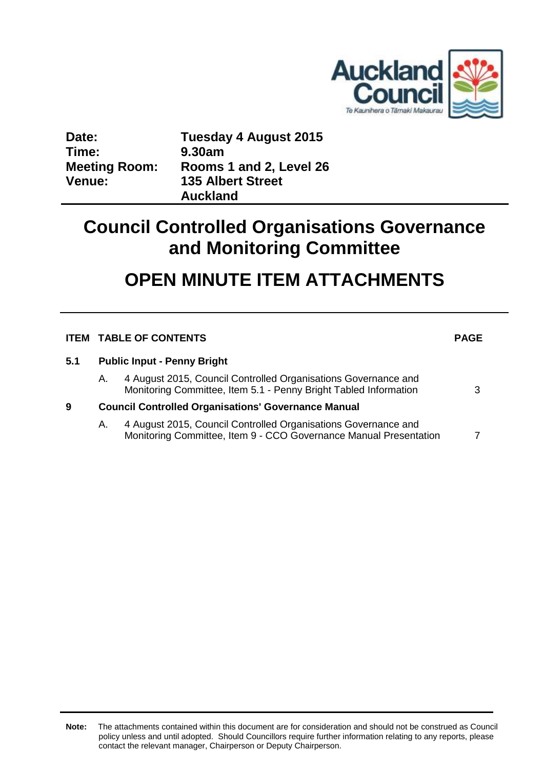| | |
|---|---|
| **Date:** | **Tuesday 4 August 2015** |
| **Time:** | **9.30am** |
| **Meeting Room:** | **Rooms 1 and 2, Level 26** |
| **Venue:** | **135 Albert Street Auckland** |

# Council Controlled Organisations Governance and Monitoring Committee

# OPEN MINUTE ITEM ATTACHMENTS

| ITEM | TABLE OF CONTENTS | | PAGE |
|---|---|---|---|
| **5.1** | **Public Input - Penny Bright** | | |
| | A. | 4 August 2015, Council Controlled Organisations Governance and Monitoring Committee, Item 5.1 - Penny Bright Tabled Information | 3 |
| **9** | **Council Controlled Organisations' Governance Manual** | | |
| | A. | 4 August 2015, Council Controlled Organisations Governance and Monitoring Committee, Item 9 - CCO Governance Manual Presentation | 7 |

**Note:** The attachments contained within this document are for consideration and should not be construed as Council policy unless and until adopted. Should Councillors require further information relating to any reports, please contact the relevant manager, Chairperson or Deputy Chairperson.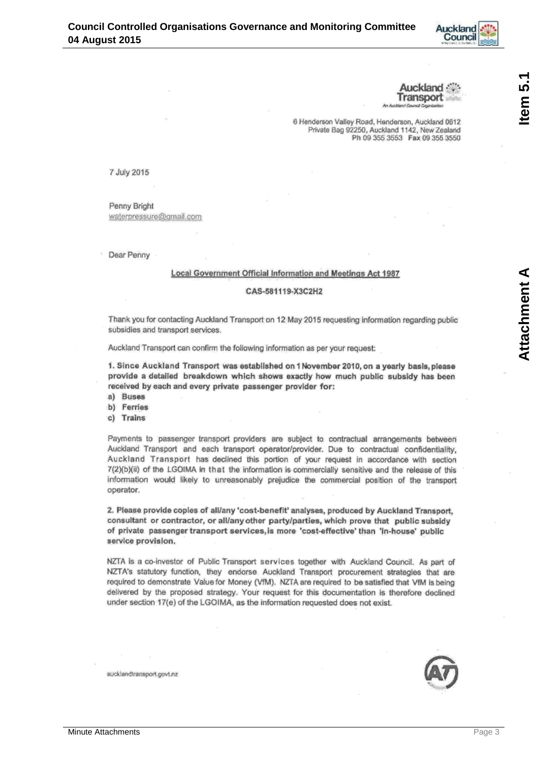Auckland Transport
An Auckland Council Organisation

6 Henderson Valley Road, Henderson, Auckland 0612
Private Bag 92250, Auckland 1142, New Zealand
Ph 09 355 3553 Fax 09 355 3550

7 July 2015

Penny Bright
waterpressure@gmail.com

Dear Penny

**Local Government Official Information and Meetings Act 1987**

**CAS-581119-X3C2H2**

Thank you for contacting Auckland Transport on 12 May 2015 requesting information regarding public subsidies and transport services.

Auckland Transport can confirm the following information as per your request:

**1. Since Auckland Transport was established on 1 November 2010, on a yearly basis, please provide a detailed breakdown which shows exactly how much public subsidy has been received by each and every private passenger provider for:**

**a) Buses**
**b) Ferries**
**c) Trains**

Payments to passenger transport providers are subject to contractual arrangements between Auckland Transport and each transport operator/provider. Due to contractual confidentiality, Auckland Transport has declined this portion of your request in accordance with section 7(2)(b)(ii) of the LGOIMA in that the information is commercially sensitive and the release of this information would likely to unreasonably prejudice the commercial position of the transport operator.

**2. Please provide copies of all/any 'cost-benefit' analyses, produced by Auckland Transport, consultant or contractor, or all/any other party/parties, which prove that public subsidy of private passenger transport services, is more 'cost-effective' than 'in-house' public service provision.**

NZTA is a co-investor of Public Transport services together with Auckland Council. As part of NZTA's statutory function, they endorse Auckland Transport procurement strategies that are required to demonstrate Value for Money (VfM). NZTA are required to be satisfied that VfM is being delivered by the proposed strategy. Your request for this documentation is therefore declined under section 17(e) of the LGOIMA, as the information requested does not exist.

aucklandtransport.govt.nz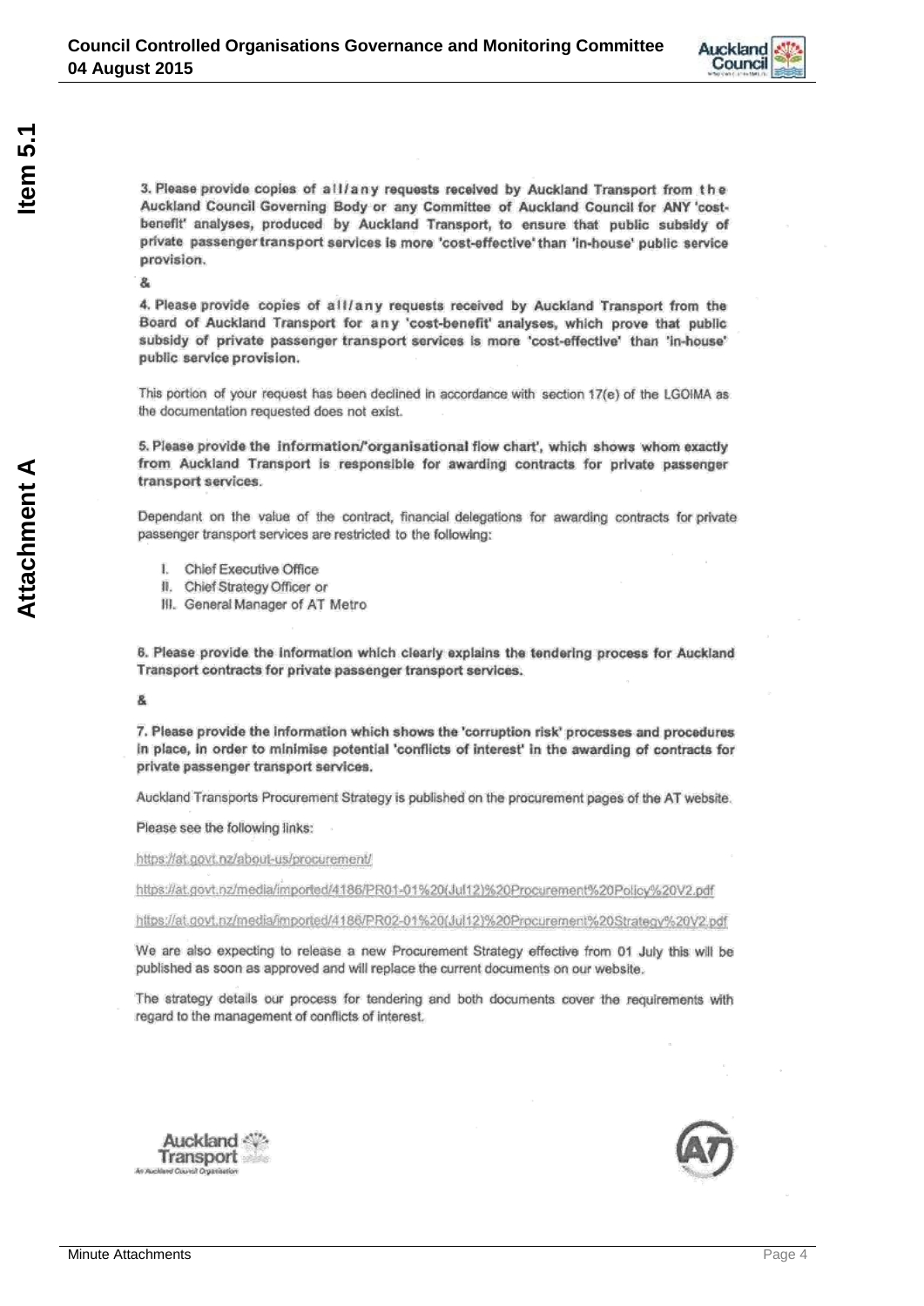**3. Please provide copies of all/any requests received by Auckland Transport from the Auckland Council Governing Body or any Committee of Auckland Council for ANY 'cost-benefit' analyses, produced by Auckland Transport, to ensure that public subsidy of private passenger transport services is more 'cost-effective' than 'in-house' public service provision.**

**&**

**4. Please provide copies of all/any requests received by Auckland Transport from the Board of Auckland Transport for any 'cost-benefit' analyses, which prove that public subsidy of private passenger transport services is more 'cost-effective' than 'in-house' public service provision.**

This portion of your request has been declined in accordance with section 17(e) of the LGOIMA as the documentation requested does not exist.

**5. Please provide the information/'organisational flow chart', which shows whom exactly from Auckland Transport is responsible for awarding contracts for private passenger transport services.**

Dependant on the value of the contract, financial delegations for awarding contracts for private passenger transport services are restricted to the following:

I. Chief Executive Office
II. Chief Strategy Officer or
III. General Manager of AT Metro

**6. Please provide the information which clearly explains the tendering process for Auckland Transport contracts for private passenger transport services.**

**&**

**7. Please provide the information which shows the 'corruption risk' processes and procedures in place, in order to minimise potential 'conflicts of interest' in the awarding of contracts for private passenger transport services.**

Auckland Transports Procurement Strategy is published on the procurement pages of the AT website.

Please see the following links:

https://at.govt.nz/about-us/procurement/

https://at.govt.nz/media/imported/4186/PR01-01%20(Jul12)%20Procurement%20Policy%20V2.pdf

https://at.govt.nz/media/imported/4186/PR02-01%20(Jul12)%20Procurement%20Strategy%20V2.pdf

We are also expecting to release a new Procurement Strategy effective from 01 July this will be published as soon as approved and will replace the current documents on our website.

The strategy details our process for tendering and both documents cover the requirements with regard to the management of conflicts of interest.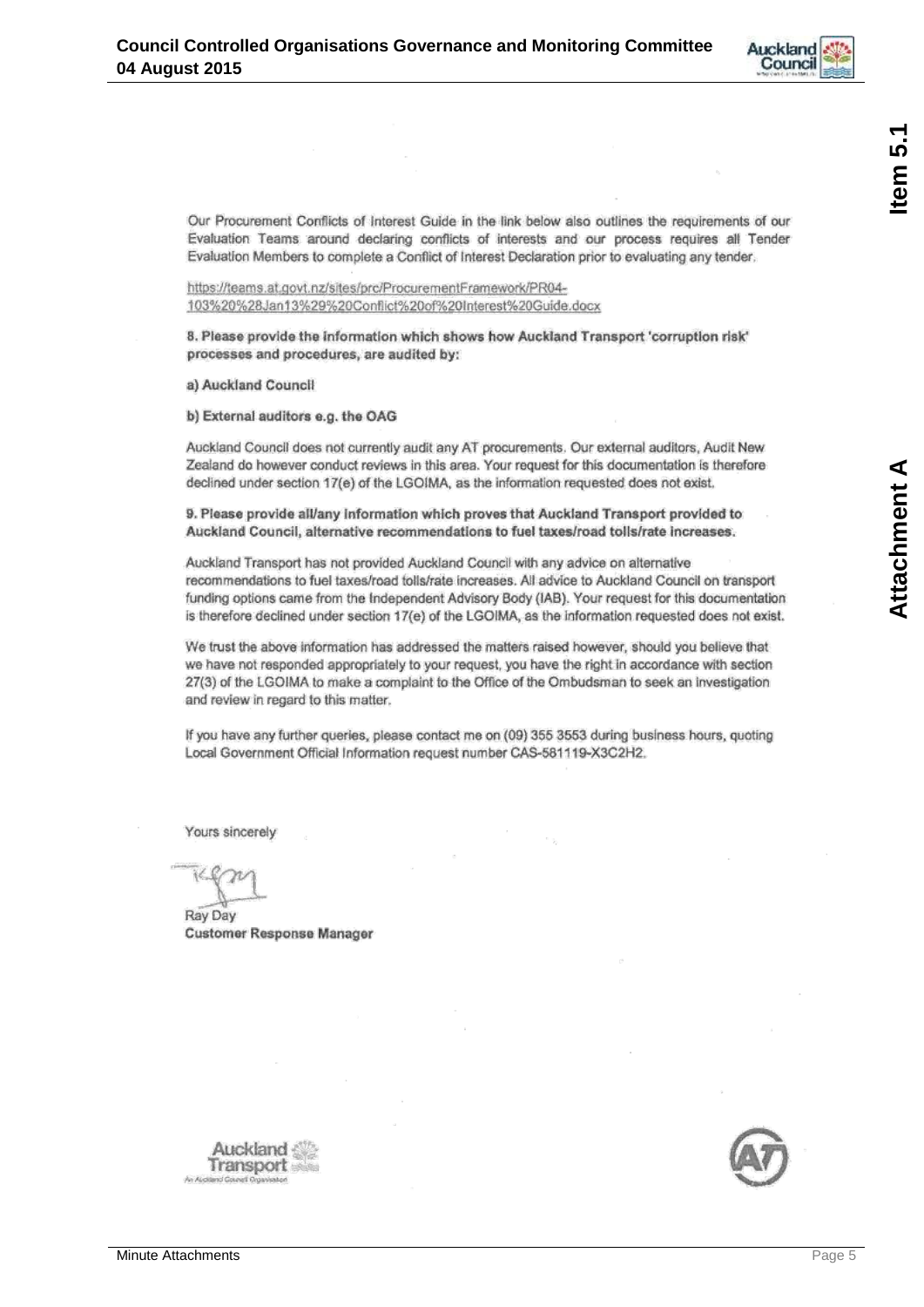Our Procurement Conflicts of Interest Guide in the link below also outlines the requirements of our Evaluation Teams around declaring conflicts of interests and our process requires all Tender Evaluation Members to complete a Conflict of Interest Declaration prior to evaluating any tender.

https://teams.at.govt.nz/sites/prc/ProcurementFramework/PR04-103%20%28Jan13%29%20Conflict%20of%20Interest%20Guide.docx

**8. Please provide the information which shows how Auckland Transport 'corruption risk' processes and procedures, are audited by:**

**a) Auckland Council**

**b) External auditors e.g. the OAG**

Auckland Council does not currently audit any AT procurements. Our external auditors, Audit New Zealand do however conduct reviews in this area. Your request for this documentation is therefore declined under section 17(e) of the LGOIMA, as the information requested does not exist.

**9. Please provide all/any information which proves that Auckland Transport provided to Auckland Council, alternative recommendations to fuel taxes/road tolls/rate increases.**

Auckland Transport has not provided Auckland Council with any advice on alternative recommendations to fuel taxes/road tolls/rate increases. All advice to Auckland Council on transport funding options came from the Independent Advisory Body (IAB). Your request for this documentation is therefore declined under section 17(e) of the LGOIMA, as the information requested does not exist.

We trust the above information has addressed the matters raised however, should you believe that we have not responded appropriately to your request, you have the right in accordance with section 27(3) of the LGOIMA to make a complaint to the Office of the Ombudsman to seek an investigation and review in regard to this matter.

If you have any further queries, please contact me on (09) 355 3553 during business hours, quoting Local Government Official Information request number CAS-581119-X3C2H2.

Yours sincerely

Ray Day
**Customer Response Manager**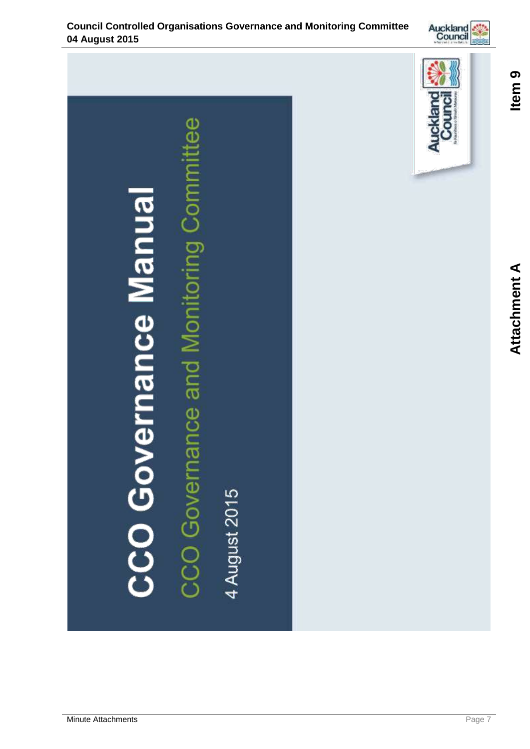# CCO Governance Manual

## CCO Governance and Monitoring Committee

4 August 2015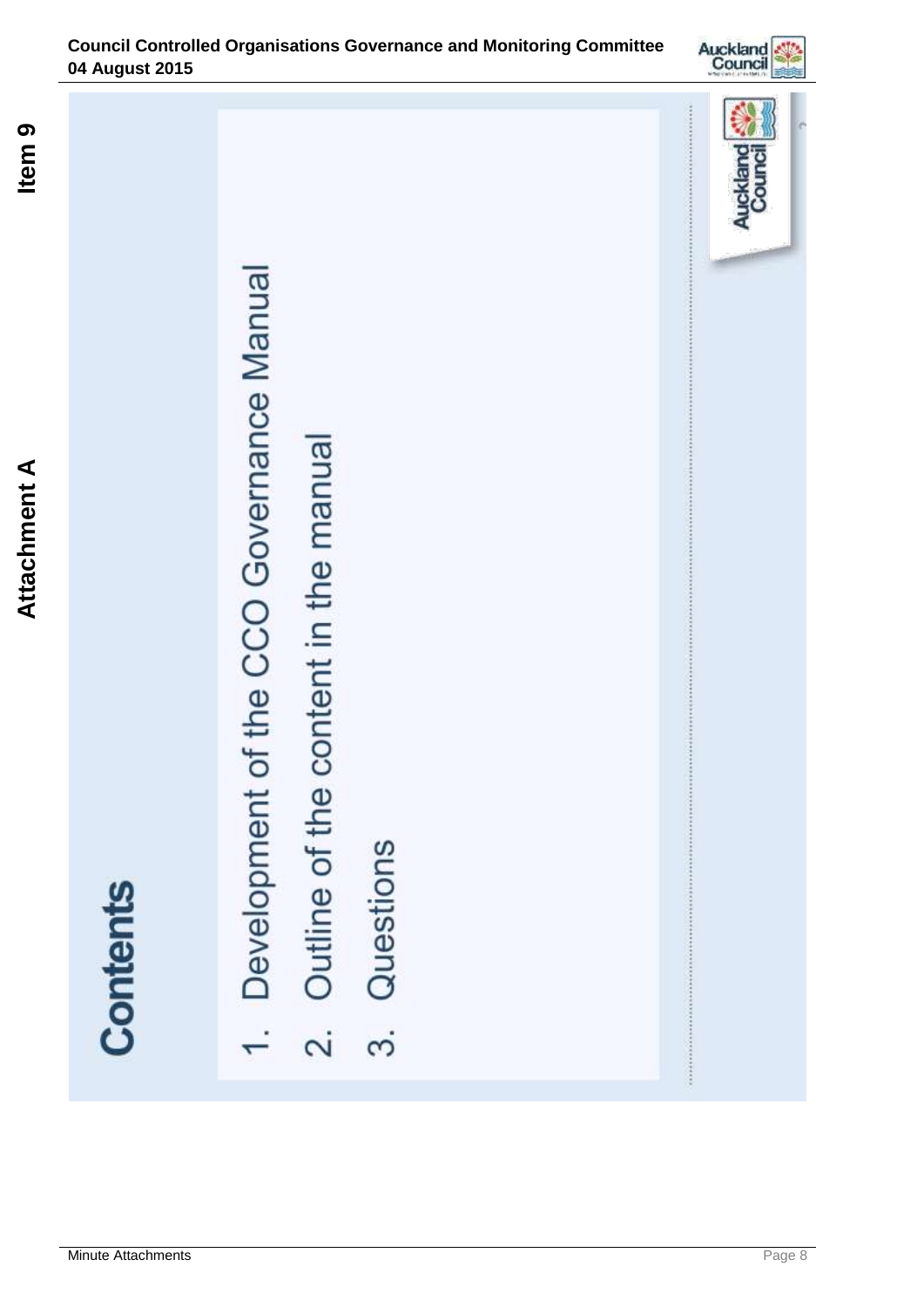# Contents

1. Development of the CCO Governance Manual
2. Outline of the content in the manual
3. Questions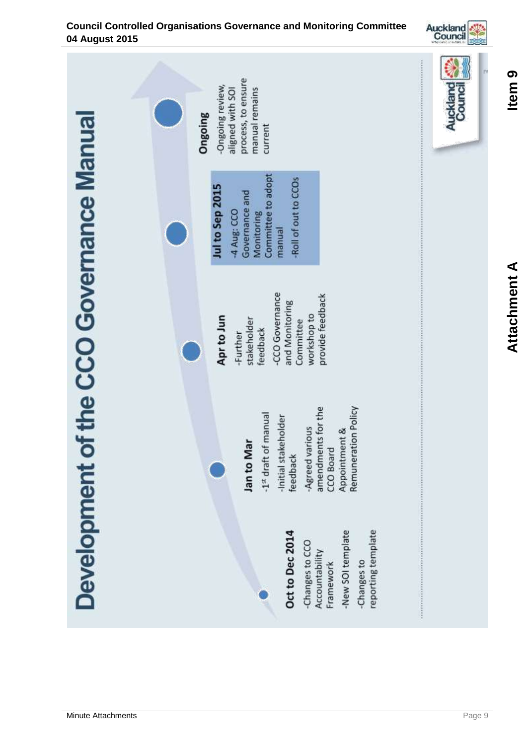# Development of the CCO Governance Manual

**Oct to Dec 2014**

- Changes to CCO Accountability Framework
- New SOI template
- Changes to reporting template

**Jan to Mar**

- 1st draft of manual
- Initial stakeholder feedback
- Agreed various amendments for the CCO Board Appointment & Remuneration Policy

**Apr to Jun**

- Further stakeholder feedback
- CCO Governance and Monitoring Committee workshop to provide feedback

**Jul to Sep 2015**

- 4 Aug: CCO Governance and Monitoring Committee to adopt manual
- Roll of out to CCOs

**Ongoing**

- Ongoing review, aligned with SOI process, to ensure manual remains current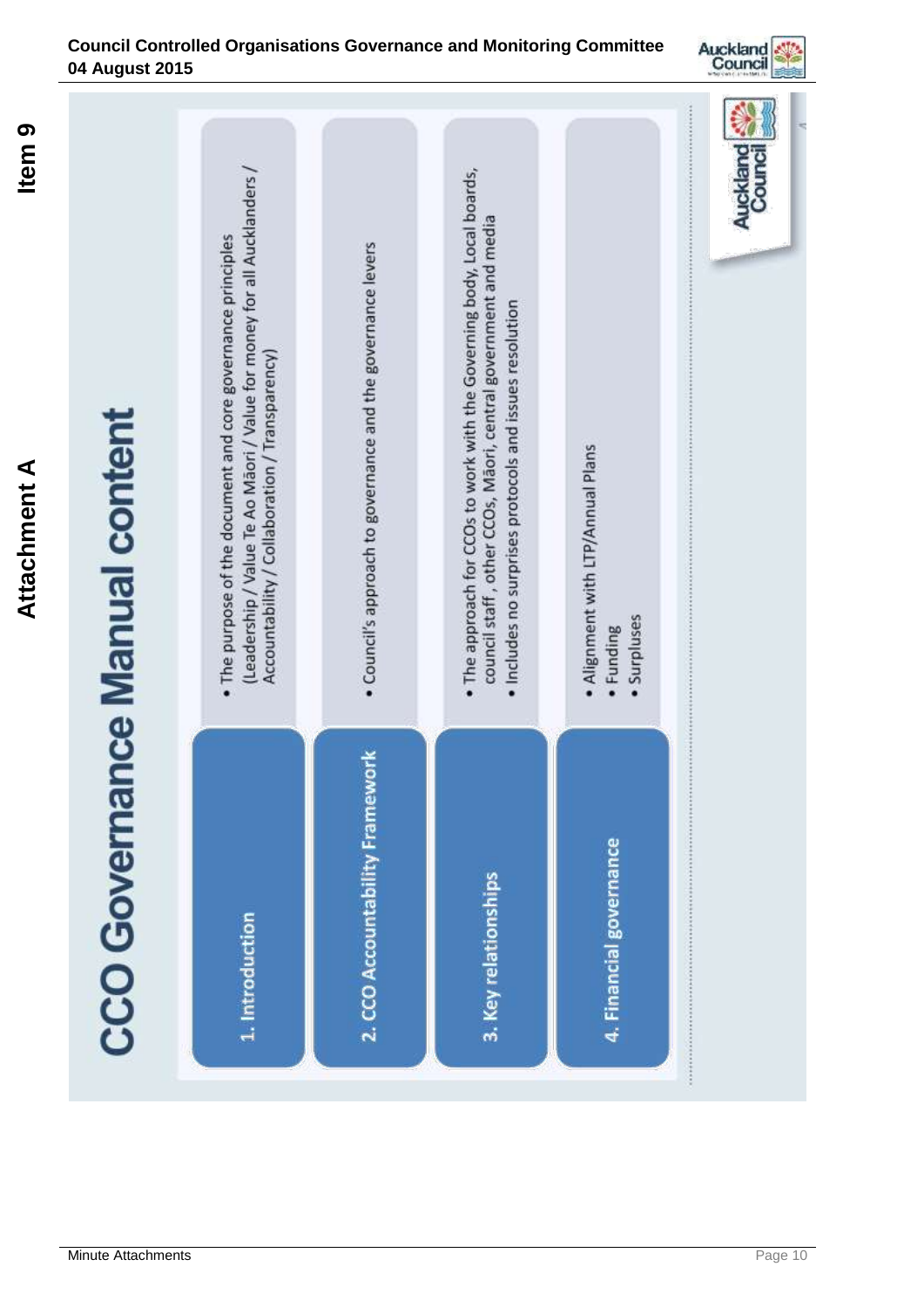Attachment A

Item 9

# CCO Governance Manual content

| Section | Content |
| --- | --- |
| 1. Introduction | • The purpose of the document and core governance principles (Leadership / Value Te Ao Māori / Value for money for all Aucklanders / Accountability / Collaboration / Transparency) |
| 2. CCO Accountability Framework | • Council's approach to governance and the governance levers |
| 3. Key relationships | • The approach for CCOs to work with the Governing body, Local boards, council staff, other CCOs, Māori, central government and media<br>• Includes no surprises protocols and issues resolution |
| 4. Financial governance | • Alignment with LTP/Annual Plans<br>• Funding<br>• Surpluses |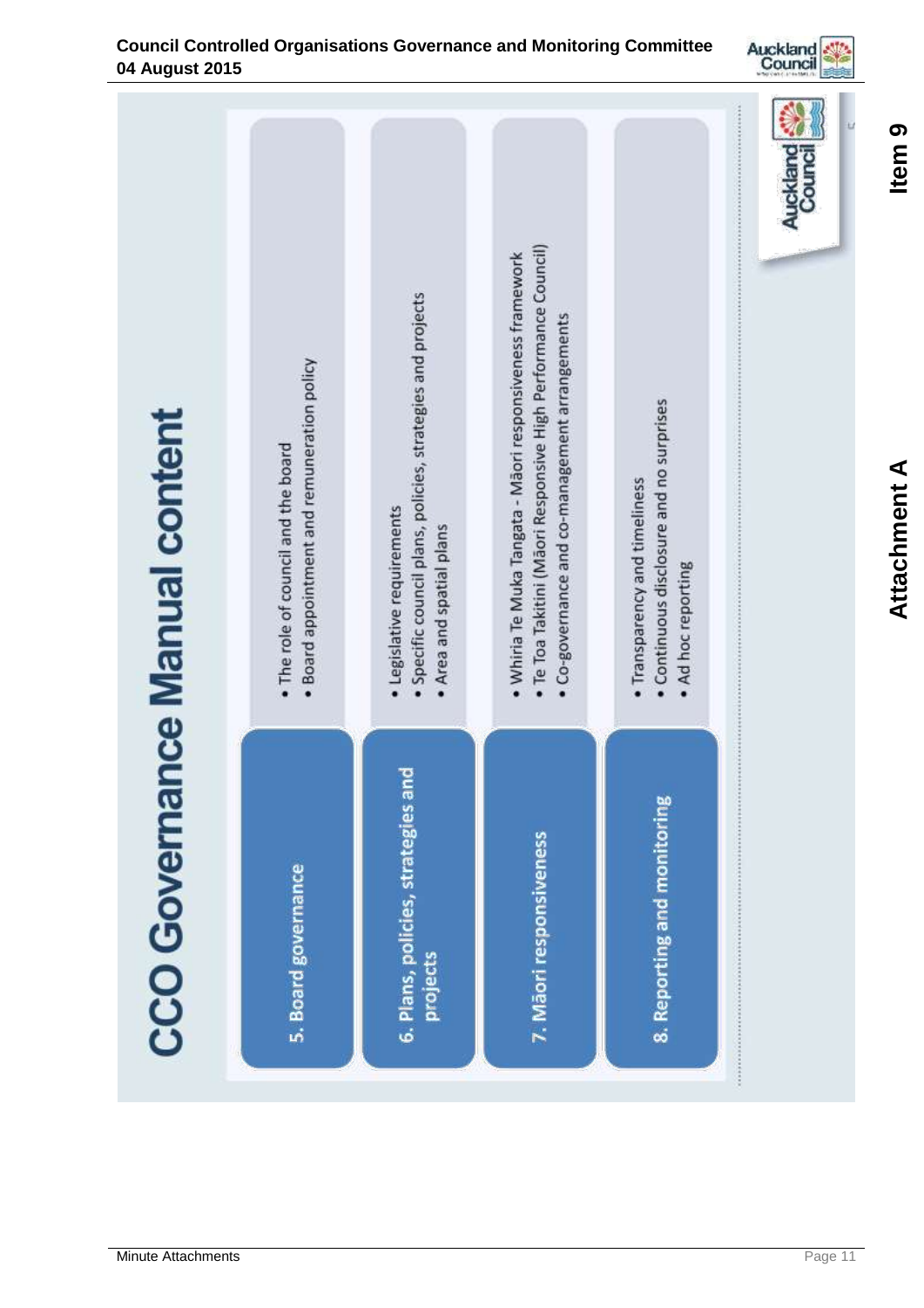# CCO Governance Manual content

| | |
|---|---|
| 5. Board governance | • The role of council and the board<br>• Board appointment and remuneration policy |
| 6. Plans, policies, strategies and projects | • Legislative requirements<br>• Specific council plans, policies, strategies and projects<br>• Area and spatial plans |
| 7. Māori responsiveness | • Whiria Te Muka Tangata - Māori responsiveness framework<br>• Te Toa Takitini (Māori Responsive High Performance Council)<br>• Co-governance and co-management arrangements |
| 8. Reporting and monitoring | • Transparency and timeliness<br>• Continuous disclosure and no surprises<br>• Ad hoc reporting |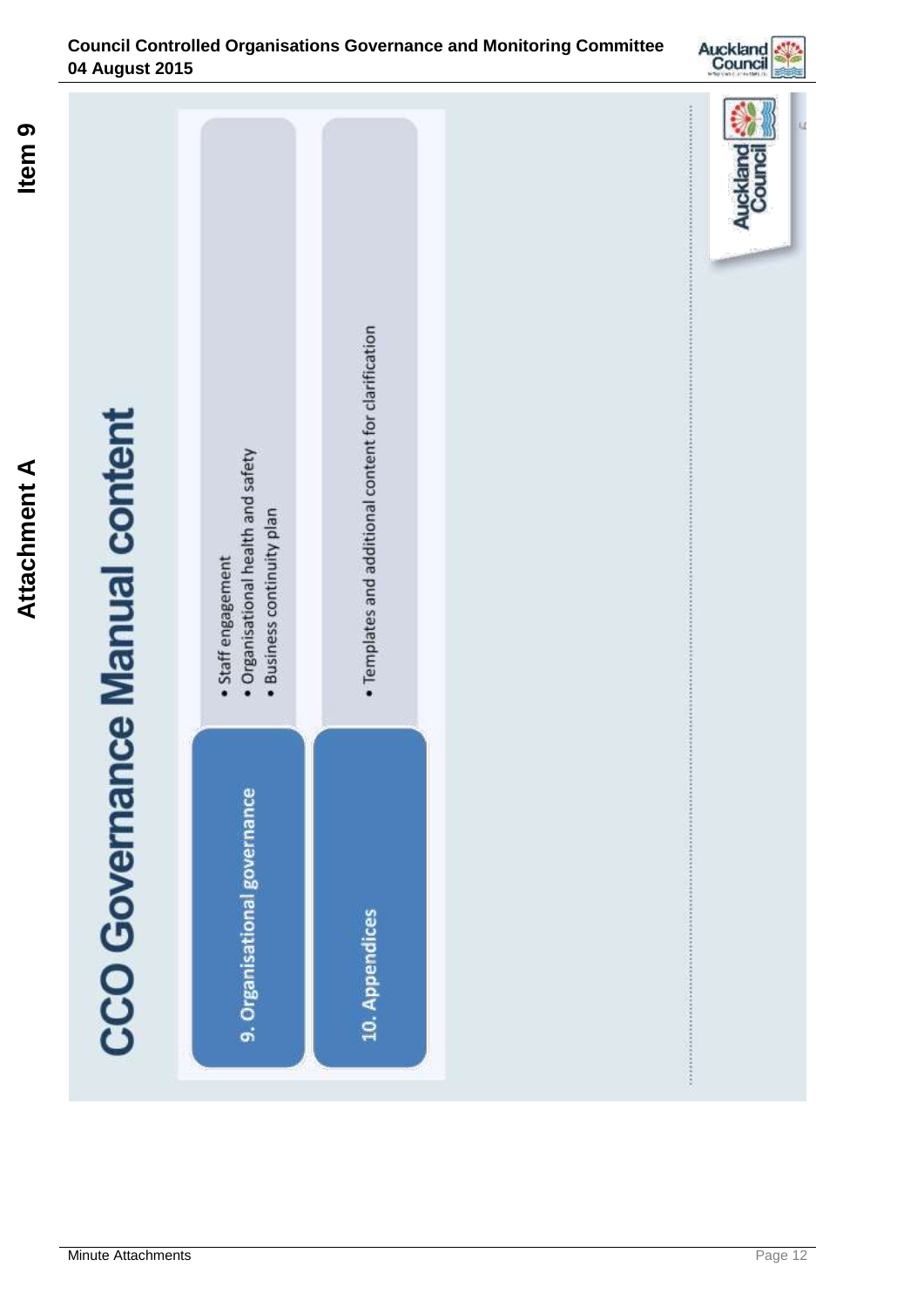# CCO Governance Manual content

| | |
|---|---|
| 9. Organisational governance | • Staff engagement<br>• Organisational health and safety<br>• Business continuity plan |
| 10. Appendices | • Templates and additional content for clarification |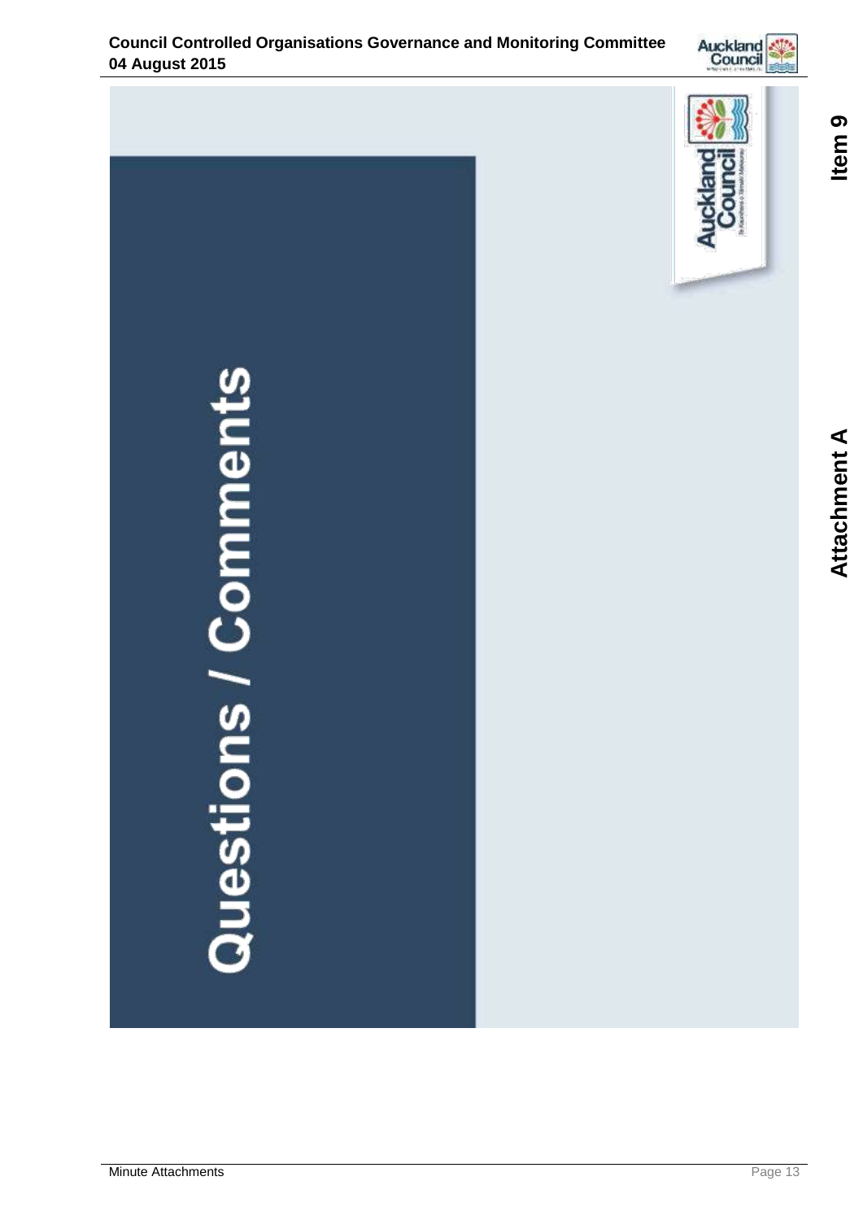# Questions / Comments

Auckland Council